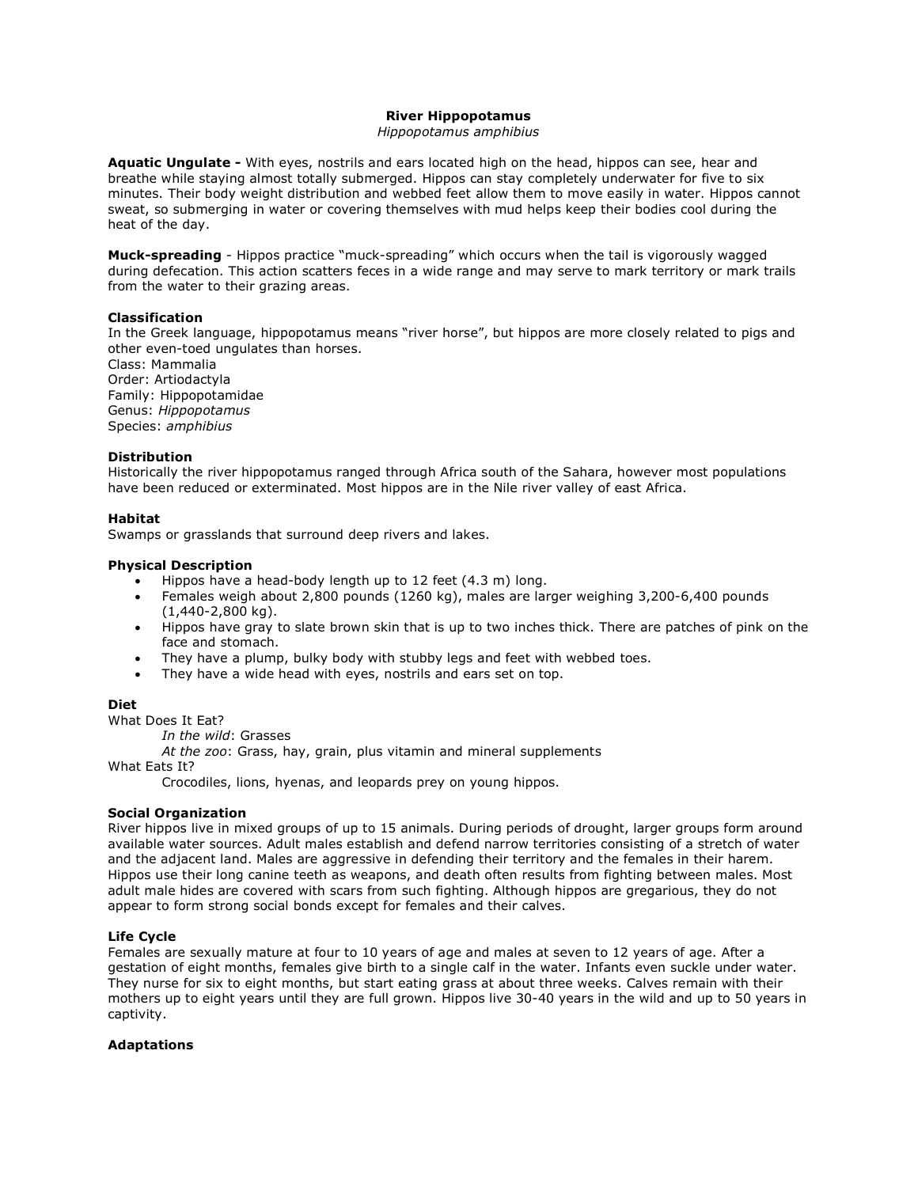# River Hippopotamus

*Hippopotamus amphibius*

**Aquatic Ungulate -** With eyes, nostrils and ears located high on the head, hippos can see, hear and breathe while staying almost totally submerged. Hippos can stay completely underwater for five to six minutes. Their body weight distribution and webbed feet allow them to move easily in water. Hippos cannot sweat, so submerging in water or covering themselves with mud helps keep their bodies cool during the heat of the day.

**Muck-spreading** - Hippos practice "muck-spreading" which occurs when the tail is vigorously wagged during defecation. This action scatters feces in a wide range and may serve to mark territory or mark trails from the water to their grazing areas.

## Classification

In the Greek language, hippopotamus means "river horse", but hippos are more closely related to pigs and other even-toed ungulates than horses.
Class: Mammalia
Order: Artiodactyla
Family: Hippopotamidae
Genus: *Hippopotamus*
Species: *amphibius*

## Distribution

Historically the river hippopotamus ranged through Africa south of the Sahara, however most populations have been reduced or exterminated. Most hippos are in the Nile river valley of east Africa.

## Habitat

Swamps or grasslands that surround deep rivers and lakes.

## Physical Description

- Hippos have a head-body length up to 12 feet (4.3 m) long.
- Females weigh about 2,800 pounds (1260 kg), males are larger weighing 3,200-6,400 pounds (1,440-2,800 kg).
- Hippos have gray to slate brown skin that is up to two inches thick. There are patches of pink on the face and stomach.
- They have a plump, bulky body with stubby legs and feet with webbed toes.
- They have a wide head with eyes, nostrils and ears set on top.

## Diet

What Does It Eat?

*In the wild*: Grasses

*At the zoo*: Grass, hay, grain, plus vitamin and mineral supplements

What Eats It?

Crocodiles, lions, hyenas, and leopards prey on young hippos.

## Social Organization

River hippos live in mixed groups of up to 15 animals. During periods of drought, larger groups form around available water sources. Adult males establish and defend narrow territories consisting of a stretch of water and the adjacent land. Males are aggressive in defending their territory and the females in their harem. Hippos use their long canine teeth as weapons, and death often results from fighting between males. Most adult male hides are covered with scars from such fighting. Although hippos are gregarious, they do not appear to form strong social bonds except for females and their calves.

## Life Cycle

Females are sexually mature at four to 10 years of age and males at seven to 12 years of age. After a gestation of eight months, females give birth to a single calf in the water. Infants even suckle under water. They nurse for six to eight months, but start eating grass at about three weeks. Calves remain with their mothers up to eight years until they are full grown. Hippos live 30-40 years in the wild and up to 50 years in captivity.

## Adaptations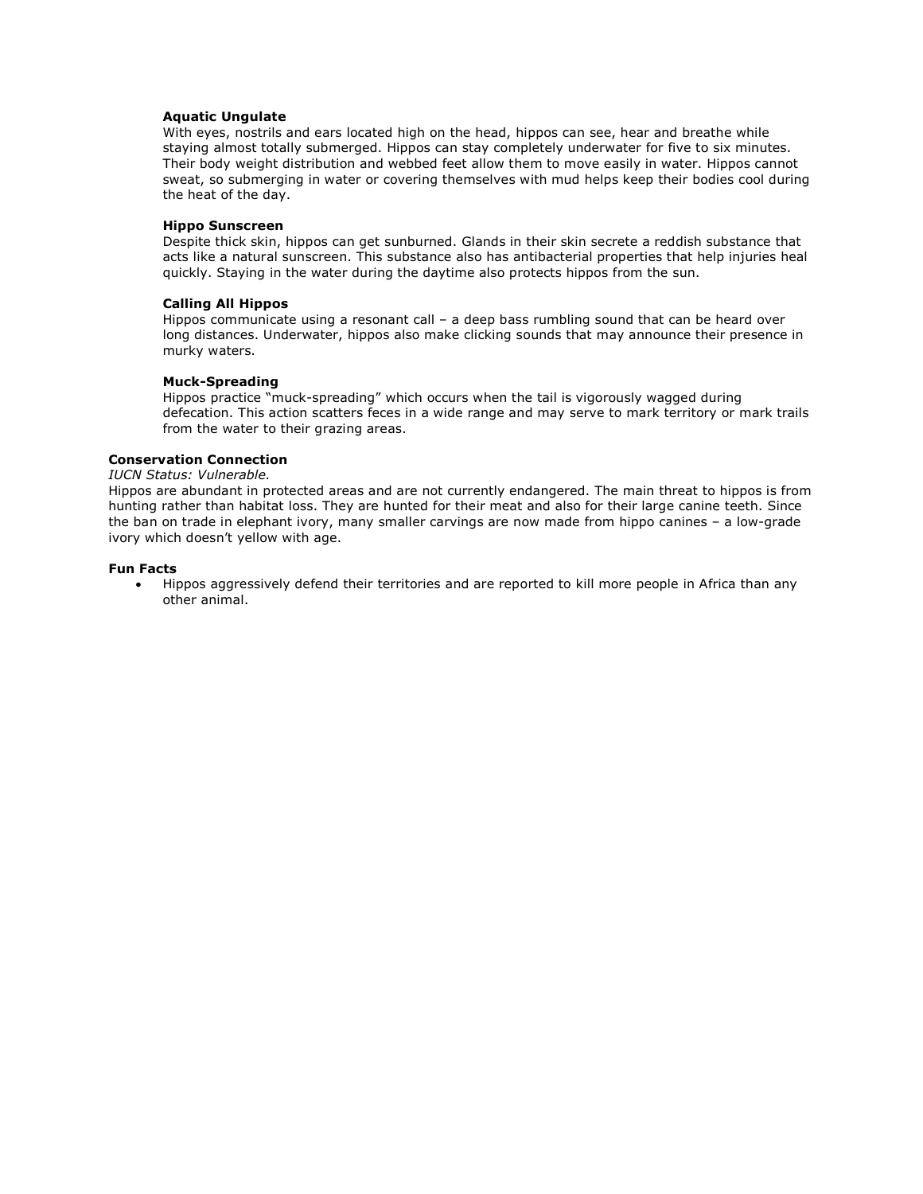### Aquatic Ungulate

With eyes, nostrils and ears located high on the head, hippos can see, hear and breathe while staying almost totally submerged. Hippos can stay completely underwater for five to six minutes. Their body weight distribution and webbed feet allow them to move easily in water. Hippos cannot sweat, so submerging in water or covering themselves with mud helps keep their bodies cool during the heat of the day.

### Hippo Sunscreen

Despite thick skin, hippos can get sunburned. Glands in their skin secrete a reddish substance that acts like a natural sunscreen. This substance also has antibacterial properties that help injuries heal quickly. Staying in the water during the daytime also protects hippos from the sun.

### Calling All Hippos

Hippos communicate using a resonant call – a deep bass rumbling sound that can be heard over long distances. Underwater, hippos also make clicking sounds that may announce their presence in murky waters.

### Muck-Spreading

Hippos practice "muck-spreading" which occurs when the tail is vigorously wagged during defecation. This action scatters feces in a wide range and may serve to mark territory or mark trails from the water to their grazing areas.

## Conservation Connection

*IUCN Status: Vulnerable.*

Hippos are abundant in protected areas and are not currently endangered. The main threat to hippos is from hunting rather than habitat loss. They are hunted for their meat and also for their large canine teeth. Since the ban on trade in elephant ivory, many smaller carvings are now made from hippo canines – a low-grade ivory which doesn't yellow with age.

## Fun Facts

- Hippos aggressively defend their territories and are reported to kill more people in Africa than any other animal.